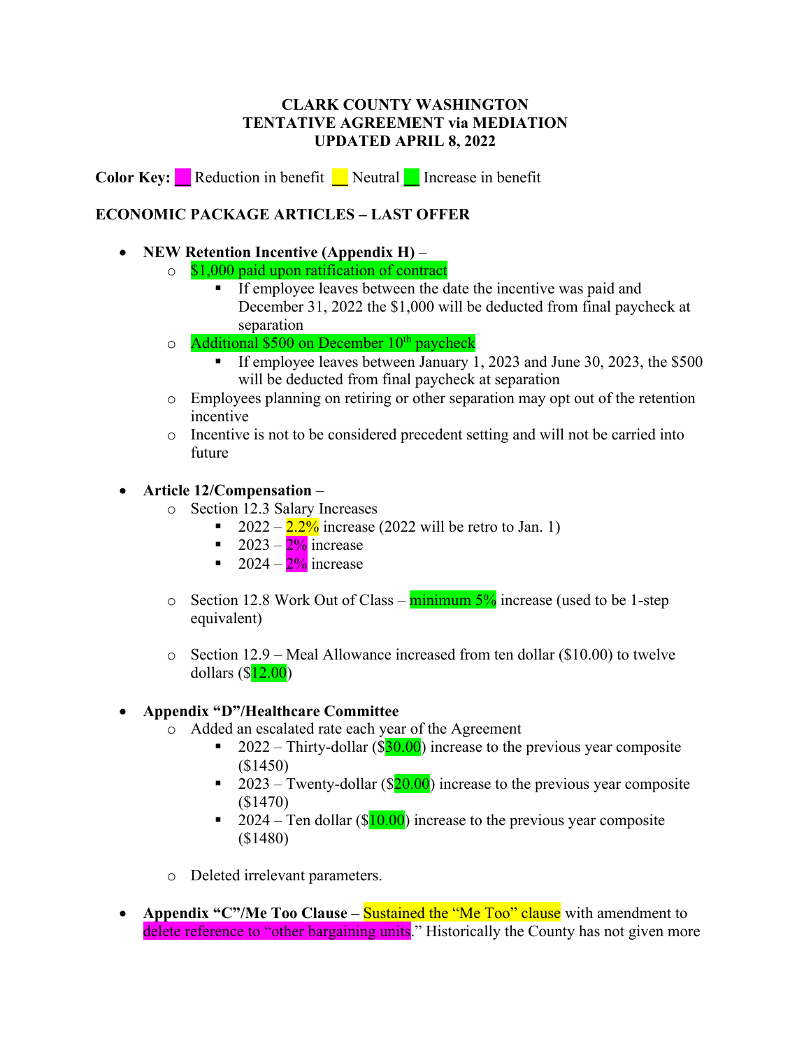**CLARK COUNTY WASHINGTON**
**TENTATIVE AGREEMENT via MEDIATION**
**UPDATED APRIL 8, 2022**

**Color Key:** __ Reduction in benefit __ Neutral __ Increase in benefit

**ECONOMIC PACKAGE ARTICLES – LAST OFFER**

- **NEW Retention Incentive (Appendix H)** –
  - $1,000 paid upon ratification of contract
    - If employee leaves between the date the incentive was paid and December 31, 2022 the $1,000 will be deducted from final paycheck at separation
  - Additional $500 on December 10th paycheck
    - If employee leaves between January 1, 2023 and June 30, 2023, the $500 will be deducted from final paycheck at separation
  - Employees planning on retiring or other separation may opt out of the retention incentive
  - Incentive is not to be considered precedent setting and will not be carried into future

- **Article 12/Compensation** –
  - Section 12.3 Salary Increases
    - 2022 – 2.2% increase (2022 will be retro to Jan. 1)
    - 2023 – 2% increase
    - 2024 – 2% increase
  - Section 12.8 Work Out of Class – minimum 5% increase (used to be 1-step equivalent)
  - Section 12.9 – Meal Allowance increased from ten dollar ($10.00) to twelve dollars ($12.00)

- **Appendix "D"/Healthcare Committee**
  - Added an escalated rate each year of the Agreement
    - 2022 – Thirty-dollar ($30.00) increase to the previous year composite ($1450)
    - 2023 – Twenty-dollar ($20.00) increase to the previous year composite ($1470)
    - 2024 – Ten dollar ($10.00) increase to the previous year composite ($1480)
  - Deleted irrelevant parameters.

- **Appendix "C"/Me Too Clause –** Sustained the "Me Too" clause with amendment to delete reference to "other bargaining units." Historically the County has not given more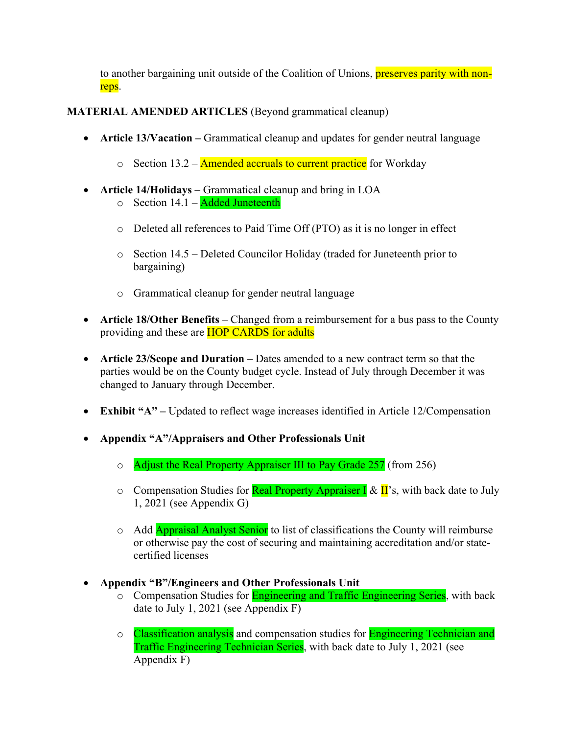to another bargaining unit outside of the Coalition of Unions, preserves parity with non-reps.

**MATERIAL AMENDED ARTICLES** (Beyond grammatical cleanup)

- **Article 13/Vacation –** Grammatical cleanup and updates for gender neutral language
  - Section 13.2 – Amended accruals to current practice for Workday
- **Article 14/Holidays** – Grammatical cleanup and bring in LOA
  - Section 14.1 – Added Juneteenth
  - Deleted all references to Paid Time Off (PTO) as it is no longer in effect
  - Section 14.5 – Deleted Councilor Holiday (traded for Juneteenth prior to bargaining)
  - Grammatical cleanup for gender neutral language
- **Article 18/Other Benefits** – Changed from a reimbursement for a bus pass to the County providing and these are HOP CARDS for adults
- **Article 23/Scope and Duration** – Dates amended to a new contract term so that the parties would be on the County budget cycle. Instead of July through December it was changed to January through December.
- **Exhibit "A" –** Updated to reflect wage increases identified in Article 12/Compensation
- **Appendix "A"/Appraisers and Other Professionals Unit**
  - Adjust the Real Property Appraiser III to Pay Grade 257 (from 256)
  - Compensation Studies for Real Property Appraiser I & II's, with back date to July 1, 2021 (see Appendix G)
  - Add Appraisal Analyst Senior to list of classifications the County will reimburse or otherwise pay the cost of securing and maintaining accreditation and/or state-certified licenses
- **Appendix "B"/Engineers and Other Professionals Unit**
  - Compensation Studies for Engineering and Traffic Engineering Series, with back date to July 1, 2021 (see Appendix F)
  - Classification analysis and compensation studies for Engineering Technician and Traffic Engineering Technician Series, with back date to July 1, 2021 (see Appendix F)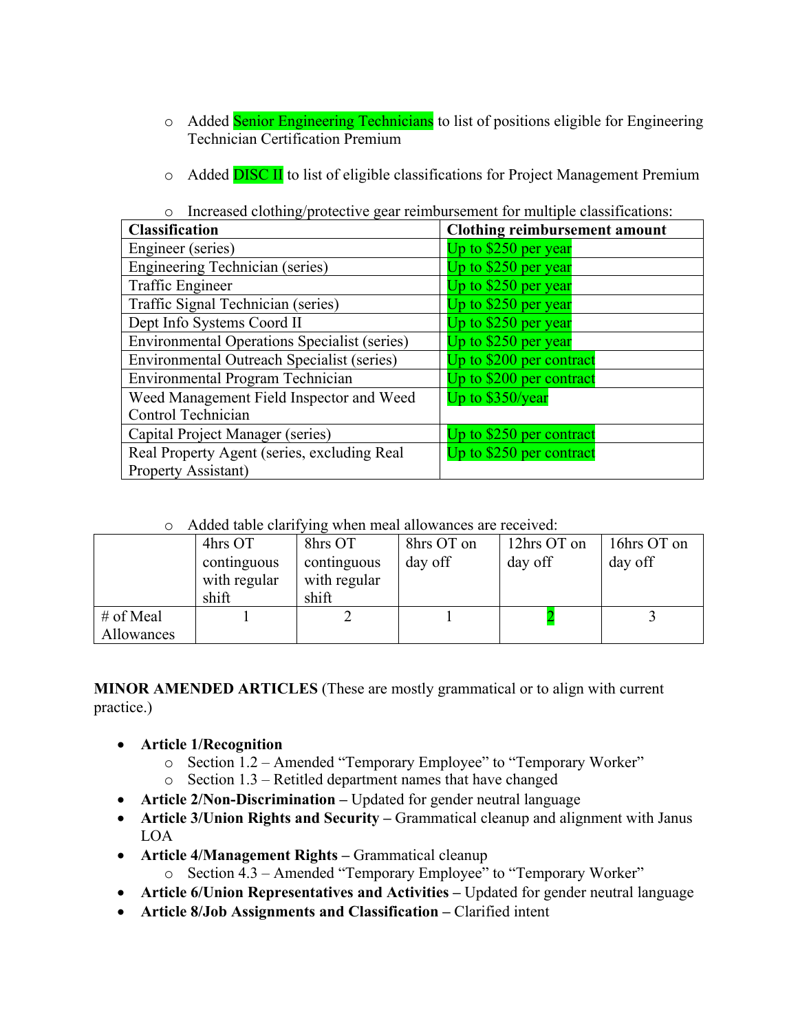- Added Senior Engineering Technicians to list of positions eligible for Engineering Technician Certification Premium

- Added DISC II to list of eligible classifications for Project Management Premium

- Increased clothing/protective gear reimbursement for multiple classifications:

| Classification | Clothing reimbursement amount |
|---|---|
| Engineer (series) | Up to $250 per year |
| Engineering Technician (series) | Up to $250 per year |
| Traffic Engineer | Up to $250 per year |
| Traffic Signal Technician (series) | Up to $250 per year |
| Dept Info Systems Coord II | Up to $250 per year |
| Environmental Operations Specialist (series) | Up to $250 per year |
| Environmental Outreach Specialist (series) | Up to $200 per contract |
| Environmental Program Technician | Up to $200 per contract |
| Weed Management Field Inspector and Weed Control Technician | Up to $350/year |
| Capital Project Manager (series) | Up to $250 per contract |
| Real Property Agent (series, excluding Real Property Assistant) | Up to $250 per contract |

- Added table clarifying when meal allowances are received:

| | 4hrs OT continguous with regular shift | 8hrs OT continguous with regular shift | 8hrs OT on day off | 12hrs OT on day off | 16hrs OT on day off |
|---|---|---|---|---|---|
| # of Meal Allowances | 1 | 2 | 1 | 2 | 3 |

**MINOR AMENDED ARTICLES** (These are mostly grammatical or to align with current practice.)

- **Article 1/Recognition**
  - Section 1.2 – Amended "Temporary Employee" to "Temporary Worker"
  - Section 1.3 – Retitled department names that have changed
- **Article 2/Non-Discrimination –** Updated for gender neutral language
- **Article 3/Union Rights and Security –** Grammatical cleanup and alignment with Janus LOA
- **Article 4/Management Rights –** Grammatical cleanup
  - Section 4.3 – Amended "Temporary Employee" to "Temporary Worker"
- **Article 6/Union Representatives and Activities –** Updated for gender neutral language
- **Article 8/Job Assignments and Classification –** Clarified intent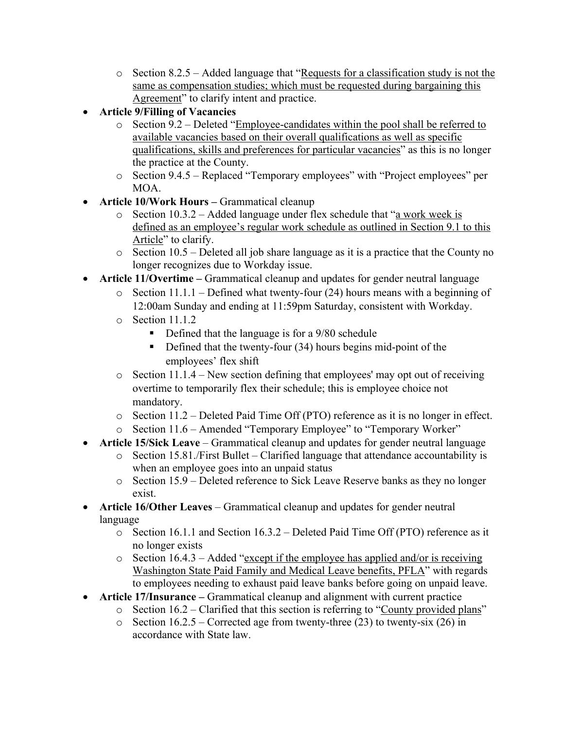- Section 8.2.5 – Added language that "<u>Requests for a classification study is not the same as compensation studies; which must be requested during bargaining this Agreement</u>" to clarify intent and practice.
- **Article 9/Filling of Vacancies**
  - Section 9.2 – Deleted "<u>Employee-candidates within the pool shall be referred to available vacancies based on their overall qualifications as well as specific qualifications, skills and preferences for particular vacancies</u>" as this is no longer the practice at the County.
  - Section 9.4.5 – Replaced "Temporary employees" with "Project employees" per MOA.
- **Article 10/Work Hours –** Grammatical cleanup
  - Section 10.3.2 – Added language under flex schedule that "<u>a work week is defined as an employee's regular work schedule as outlined in Section 9.1 to this Article</u>" to clarify.
  - Section 10.5 – Deleted all job share language as it is a practice that the County no longer recognizes due to Workday issue.
- **Article 11/Overtime –** Grammatical cleanup and updates for gender neutral language
  - Section 11.1.1 – Defined what twenty-four (24) hours means with a beginning of 12:00am Sunday and ending at 11:59pm Saturday, consistent with Workday.
  - Section 11.1.2
    - Defined that the language is for a 9/80 schedule
    - Defined that the twenty-four (34) hours begins mid-point of the employees' flex shift
  - Section 11.1.4 – New section defining that employees' may opt out of receiving overtime to temporarily flex their schedule; this is employee choice not mandatory.
  - Section 11.2 – Deleted Paid Time Off (PTO) reference as it is no longer in effect.
  - Section 11.6 – Amended "Temporary Employee" to "Temporary Worker"
- **Article 15/Sick Leave** – Grammatical cleanup and updates for gender neutral language
  - Section 15.81./First Bullet – Clarified language that attendance accountability is when an employee goes into an unpaid status
  - Section 15.9 – Deleted reference to Sick Leave Reserve banks as they no longer exist.
- **Article 16/Other Leaves** – Grammatical cleanup and updates for gender neutral language
  - Section 16.1.1 and Section 16.3.2 – Deleted Paid Time Off (PTO) reference as it no longer exists
  - Section 16.4.3 – Added "<u>except if the employee has applied and/or is receiving Washington State Paid Family and Medical Leave benefits, PFLA</u>" with regards to employees needing to exhaust paid leave banks before going on unpaid leave.
- **Article 17/Insurance –** Grammatical cleanup and alignment with current practice
  - Section 16.2 – Clarified that this section is referring to "<u>County provided plans</u>"
  - Section 16.2.5 – Corrected age from twenty-three (23) to twenty-six (26) in accordance with State law.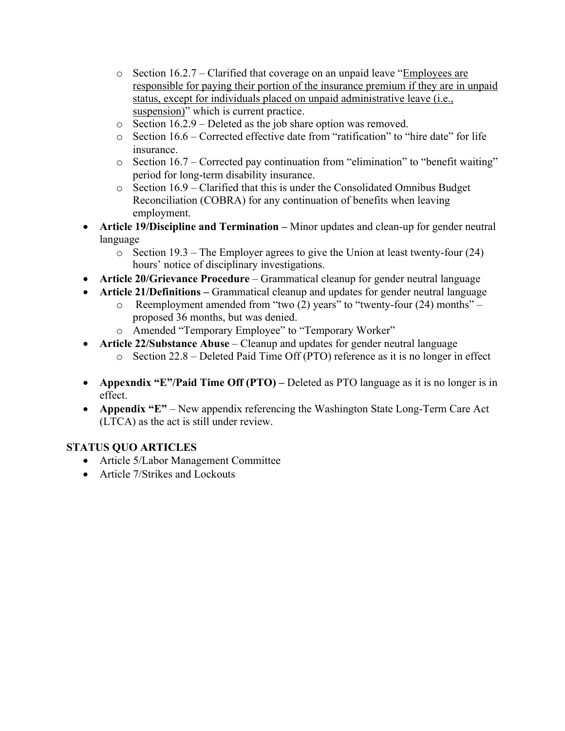- Section 16.2.7 – Clarified that coverage on an unpaid leave "<u>Employees are responsible for paying their portion of the insurance premium if they are in unpaid status, except for individuals placed on unpaid administrative leave (i.e., suspension)</u>" which is current practice.
    - Section 16.2.9 – Deleted as the job share option was removed.
    - Section 16.6 – Corrected effective date from "ratification" to "hire date" for life insurance.
    - Section 16.7 – Corrected pay continuation from "elimination" to "benefit waiting" period for long-term disability insurance.
    - Section 16.9 – Clarified that this is under the Consolidated Omnibus Budget Reconciliation (COBRA) for any continuation of benefits when leaving employment.
- **Article 19/Discipline and Termination –** Minor updates and clean-up for gender neutral language
    - Section 19.3 – The Employer agrees to give the Union at least twenty-four (24) hours' notice of disciplinary investigations.
- **Article 20/Grievance Procedure** – Grammatical cleanup for gender neutral language
- **Article 21/Definitions –** Grammatical cleanup and updates for gender neutral language
    - Reemployment amended from "two (2) years" to "twenty-four (24) months" – proposed 36 months, but was denied.
    - Amended "Temporary Employee" to "Temporary Worker"
- **Article 22/Substance Abuse** – Cleanup and updates for gender neutral language
    - Section 22.8 – Deleted Paid Time Off (PTO) reference as it is no longer in effect
- **Appexndix "E"/Paid Time Off (PTO) –** Deleted as PTO language as it is no longer is in effect.
- **Appendix "E"** – New appendix referencing the Washington State Long-Term Care Act (LTCA) as the act is still under review.

**STATUS QUO ARTICLES**

- Article 5/Labor Management Committee
- Article 7/Strikes and Lockouts